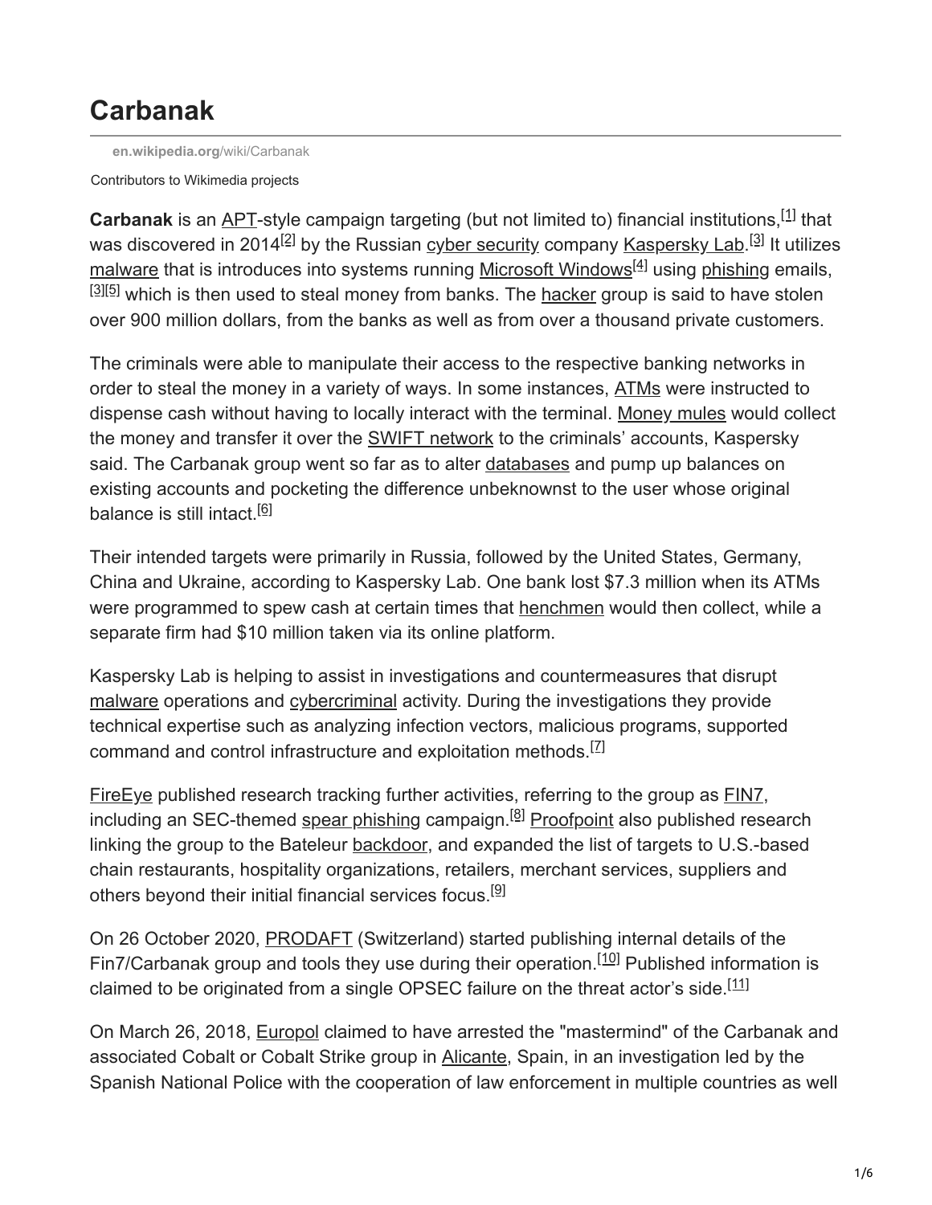# Carbanak

en.wikipedia.org/wiki/Carbanak

Contributors to Wikimedia projects

**Carbanak** is an APT-style campaign targeting (but not limited to) financial institutions,[1] that was discovered in 2014[2] by the Russian cyber security company Kaspersky Lab.[3] It utilizes malware that is introduces into systems running Microsoft Windows[4] using phishing emails,[3][5] which is then used to steal money from banks. The hacker group is said to have stolen over 900 million dollars, from the banks as well as from over a thousand private customers.

The criminals were able to manipulate their access to the respective banking networks in order to steal the money in a variety of ways. In some instances, ATMs were instructed to dispense cash without having to locally interact with the terminal. Money mules would collect the money and transfer it over the SWIFT network to the criminals' accounts, Kaspersky said. The Carbanak group went so far as to alter databases and pump up balances on existing accounts and pocketing the difference unbeknownst to the user whose original balance is still intact.[6]

Their intended targets were primarily in Russia, followed by the United States, Germany, China and Ukraine, according to Kaspersky Lab. One bank lost $7.3 million when its ATMs were programmed to spew cash at certain times that henchmen would then collect, while a separate firm had $10 million taken via its online platform.

Kaspersky Lab is helping to assist in investigations and countermeasures that disrupt malware operations and cybercriminal activity. During the investigations they provide technical expertise such as analyzing infection vectors, malicious programs, supported command and control infrastructure and exploitation methods.[7]

FireEye published research tracking further activities, referring to the group as FIN7, including an SEC-themed spear phishing campaign.[8] Proofpoint also published research linking the group to the Bateleur backdoor, and expanded the list of targets to U.S.-based chain restaurants, hospitality organizations, retailers, merchant services, suppliers and others beyond their initial financial services focus.[9]

On 26 October 2020, PRODAFT (Switzerland) started publishing internal details of the Fin7/Carbanak group and tools they use during their operation.[10] Published information is claimed to be originated from a single OPSEC failure on the threat actor's side.[11]

On March 26, 2018, Europol claimed to have arrested the "mastermind" of the Carbanak and associated Cobalt or Cobalt Strike group in Alicante, Spain, in an investigation led by the Spanish National Police with the cooperation of law enforcement in multiple countries as well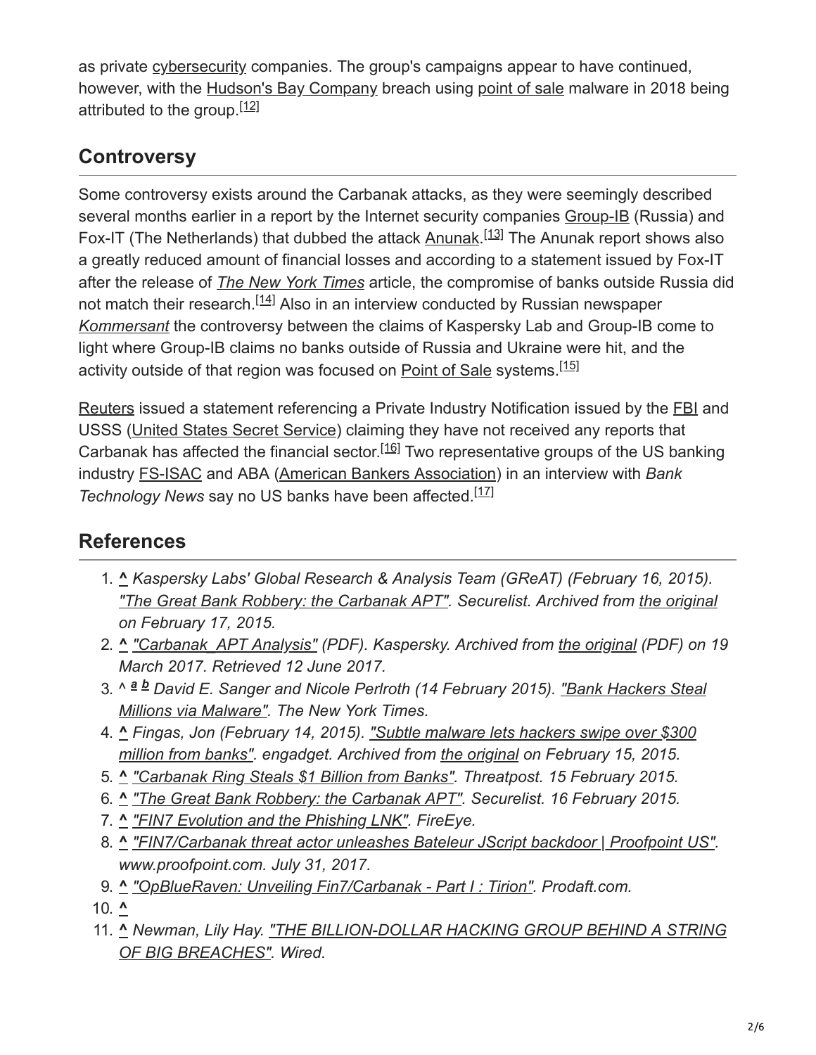as private cybersecurity companies. The group's campaigns appear to have continued, however, with the Hudson's Bay Company breach using point of sale malware in 2018 being attributed to the group.[12]

## Controversy

Some controversy exists around the Carbanak attacks, as they were seemingly described several months earlier in a report by the Internet security companies Group-IB (Russia) and Fox-IT (The Netherlands) that dubbed the attack Anunak.[13] The Anunak report shows also a greatly reduced amount of financial losses and according to a statement issued by Fox-IT after the release of *The New York Times* article, the compromise of banks outside Russia did not match their research.[14] Also in an interview conducted by Russian newspaper *Kommersant* the controversy between the claims of Kaspersky Lab and Group-IB come to light where Group-IB claims no banks outside of Russia and Ukraine were hit, and the activity outside of that region was focused on Point of Sale systems.[15]

Reuters issued a statement referencing a Private Industry Notification issued by the FBI and USSS (United States Secret Service) claiming they have not received any reports that Carbanak has affected the financial sector.[16] Two representative groups of the US banking industry FS-ISAC and ABA (American Bankers Association) in an interview with *Bank Technology News* say no US banks have been affected.[17]

## References

1. ^ *Kaspersky Labs' Global Research & Analysis Team (GReAT) (February 16, 2015). "The Great Bank Robbery: the Carbanak APT". Securelist. Archived from the original on February 17, 2015.*
2. ^ *"Carbanak_APT Analysis" (PDF). Kaspersky. Archived from the original (PDF) on 19 March 2017. Retrieved 12 June 2017.*
3. ^ *a b David E. Sanger and Nicole Perlroth (14 February 2015). "Bank Hackers Steal Millions via Malware". The New York Times.*
4. ^ *Fingas, Jon (February 14, 2015). "Subtle malware lets hackers swipe over $300 million from banks". engadget. Archived from the original on February 15, 2015.*
5. ^ *"Carbanak Ring Steals $1 Billion from Banks". Threatpost. 15 February 2015.*
6. ^ *"The Great Bank Robbery: the Carbanak APT". Securelist. 16 February 2015.*
7. ^ *"FIN7 Evolution and the Phishing LNK". FireEye.*
8. ^ *"FIN7/Carbanak threat actor unleashes Bateleur JScript backdoor | Proofpoint US". www.proofpoint.com. July 31, 2017.*
9. ^ *"OpBlueRaven: Unveiling Fin7/Carbanak - Part I : Tirion". Prodaft.com.*
10. ^
11. ^ *Newman, Lily Hay. "THE BILLION-DOLLAR HACKING GROUP BEHIND A STRING OF BIG BREACHES". Wired.*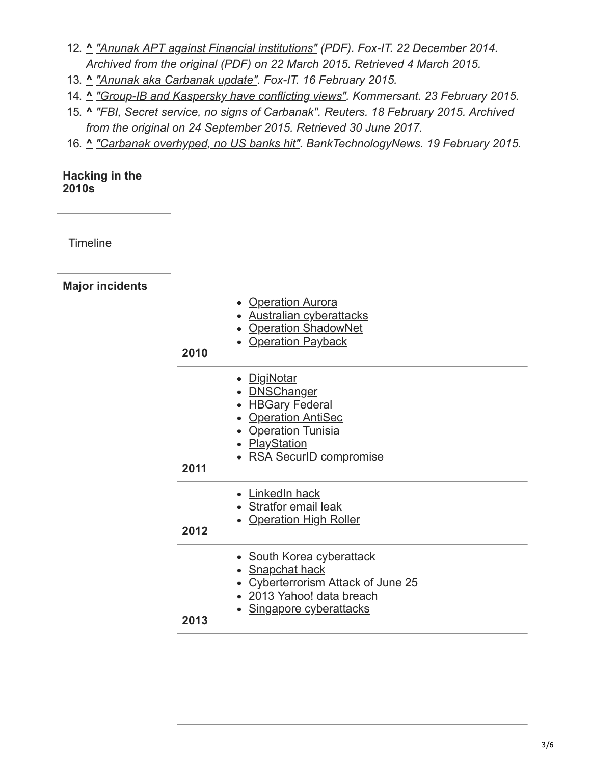12. **^** *"Anunak APT against Financial institutions" (PDF). Fox-IT. 22 December 2014. Archived from the original (PDF) on 22 March 2015. Retrieved 4 March 2015.*
13. **^** *"Anunak aka Carbanak update". Fox-IT. 16 February 2015.*
14. **^** *"Group-IB and Kaspersky have conflicting views". Kommersant. 23 February 2015.*
15. **^** *"FBI, Secret service, no signs of Carbanak". Reuters. 18 February 2015. Archived from the original on 24 September 2015. Retrieved 30 June 2017.*
16. **^** *"Carbanak overhyped, no US banks hit". BankTechnologyNews. 19 February 2015.*

**Hacking in the 2010s**

Timeline

**Major incidents**

| Year | Incidents |
| --- | --- |
| 2010 | Operation Aurora; Australian cyberattacks; Operation ShadowNet; Operation Payback |
| 2011 | DigiNotar; DNSChanger; HBGary Federal; Operation AntiSec; Operation Tunisia; PlayStation; RSA SecurID compromise |
| 2012 | LinkedIn hack; Stratfor email leak; Operation High Roller |
| 2013 | South Korea cyberattack; Snapchat hack; Cyberterrorism Attack of June 25; 2013 Yahoo! data breach; Singapore cyberattacks |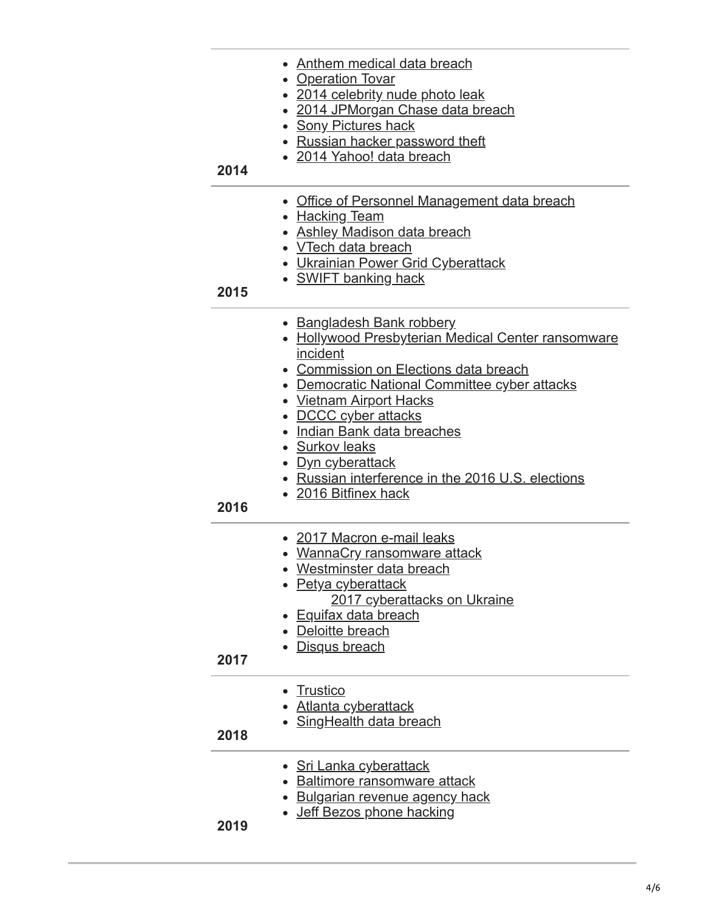| Year | Events |
| --- | --- |
| 2014 | - Anthem medical data breach<br>- Operation Tovar<br>- 2014 celebrity nude photo leak<br>- 2014 JPMorgan Chase data breach<br>- Sony Pictures hack<br>- Russian hacker password theft<br>- 2014 Yahoo! data breach |
| 2015 | - Office of Personnel Management data breach<br>- Hacking Team<br>- Ashley Madison data breach<br>- VTech data breach<br>- Ukrainian Power Grid Cyberattack<br>- SWIFT banking hack |
| 2016 | - Bangladesh Bank robbery<br>- Hollywood Presbyterian Medical Center ransomware incident<br>- Commission on Elections data breach<br>- Democratic National Committee cyber attacks<br>- Vietnam Airport Hacks<br>- DCCC cyber attacks<br>- Indian Bank data breaches<br>- Surkov leaks<br>- Dyn cyberattack<br>- Russian interference in the 2016 U.S. elections<br>- 2016 Bitfinex hack |
| 2017 | - 2017 Macron e-mail leaks<br>- WannaCry ransomware attack<br>- Westminster data breach<br>- Petya cyberattack<br>&nbsp;&nbsp;&nbsp;&nbsp;2017 cyberattacks on Ukraine<br>- Equifax data breach<br>- Deloitte breach<br>- Disqus breach |
| 2018 | - Trustico<br>- Atlanta cyberattack<br>- SingHealth data breach |
| 2019 | - Sri Lanka cyberattack<br>- Baltimore ransomware attack<br>- Bulgarian revenue agency hack<br>- Jeff Bezos phone hacking |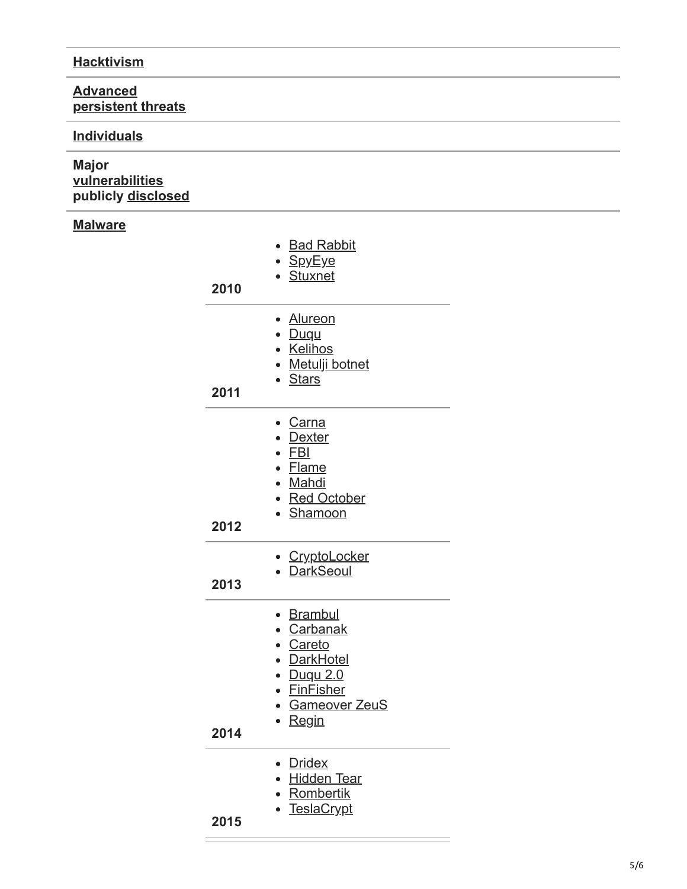| | | |
|---|---|---|
| **Hacktivism** | | |
| **Advanced persistent threats** | | |
| **Individuals** | | |
| **Major vulnerabilities publicly disclosed** | | |
| **Malware** | | |
| | **2010** | Bad Rabbit, SpyEye, Stuxnet |
| | **2011** | Alureon, Duqu, Kelihos, Metulji botnet, Stars |
| | **2012** | Carna, Dexter, FBI, Flame, Mahdi, Red October, Shamoon |
| | **2013** | CryptoLocker, DarkSeoul |
| | **2014** | Brambul, Carbanak, Careto, DarkHotel, Duqu 2.0, FinFisher, Gameover ZeuS, Regin |
| | **2015** | Dridex, Hidden Tear, Rombertik, TeslaCrypt |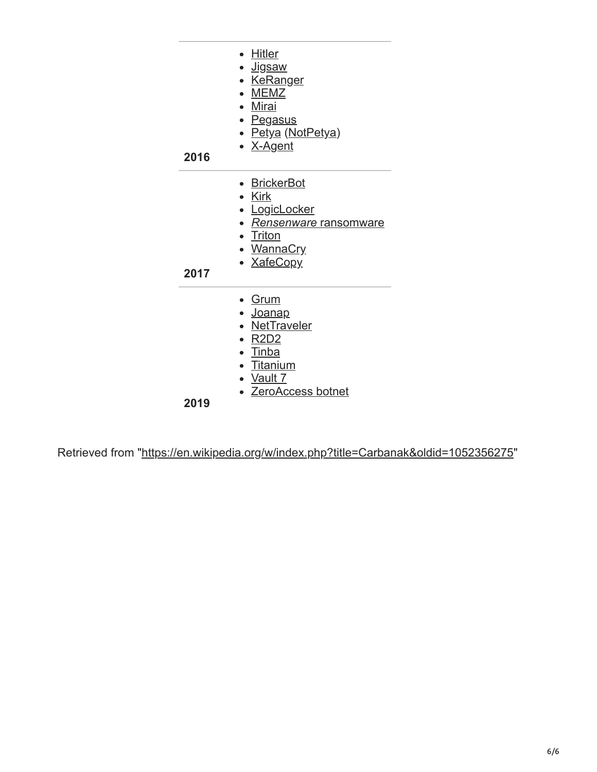| | |
|---|---|
| **2016** | - Hitler<br>- Jigsaw<br>- KeRanger<br>- MEMZ<br>- Mirai<br>- Pegasus<br>- Petya (NotPetya)<br>- X-Agent |
| **2017** | - BrickerBot<br>- Kirk<br>- LogicLocker<br>- *Rensenware* ransomware<br>- Triton<br>- WannaCry<br>- XafeCopy |
| **2019** | - Grum<br>- Joanap<br>- NetTraveler<br>- R2D2<br>- Tinba<br>- Titanium<br>- Vault 7<br>- ZeroAccess botnet |

Retrieved from "https://en.wikipedia.org/w/index.php?title=Carbanak&oldid=1052356275"